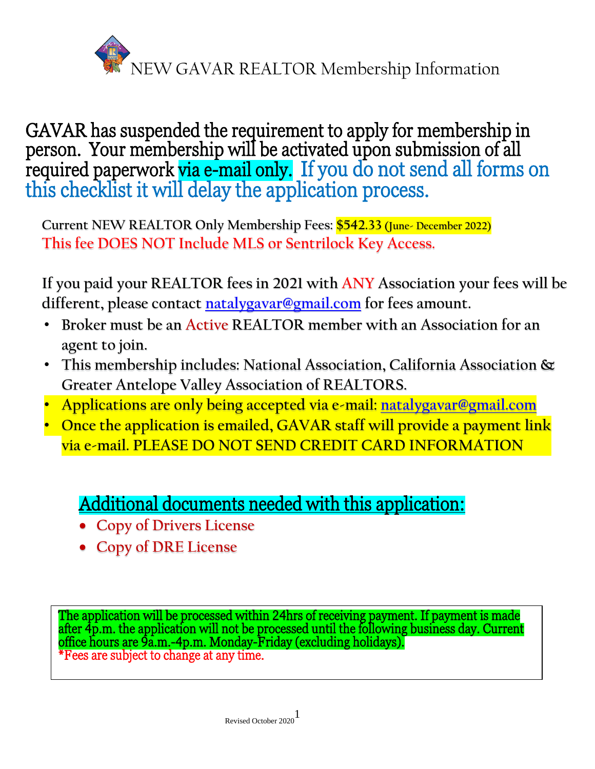# NEW GAVAR REALTOR Membership Information

GAVAR has suspended the requirement to apply for membership in person. Your membership will be activated upon submission of all required paperwork via e-mail only. If you do not send all forms on this checklist it will delay the application process.

**Current NEW REALTOR Only Membership Fees: $542.33 (June- December 2022)**

**This fee DOES NOT Include MLS or Sentrilock Key Access.**

**If you paid your REALTOR fees in 2021 with ANY Association your fees will be different, please contact natalygavar@gmail.com for fees amount.**

- **Broker must be an Active REALTOR member with an Association for an agent to join.**
- **This membership includes: National Association, California Association & Greater Antelope Valley Association of REALTORS.**
- **Applications are only being accepted via e-mail: natalygavar@gmail.com**
- **Once the application is emailed, GAVAR staff will provide a payment link via e-mail. PLEASE DO NOT SEND CREDIT CARD INFORMATION**

## Additional documents needed with this application:

- Copy of Drivers License
- Copy of DRE License

The application will be processed within 24hrs of receiving payment. If payment is made after 4p.m. the application will not be processed until the following business day. Current office hours are 9a.m.-4p.m. Monday-Friday (excluding holidays).
*Fees are subject to change at any time.

Revised October 2020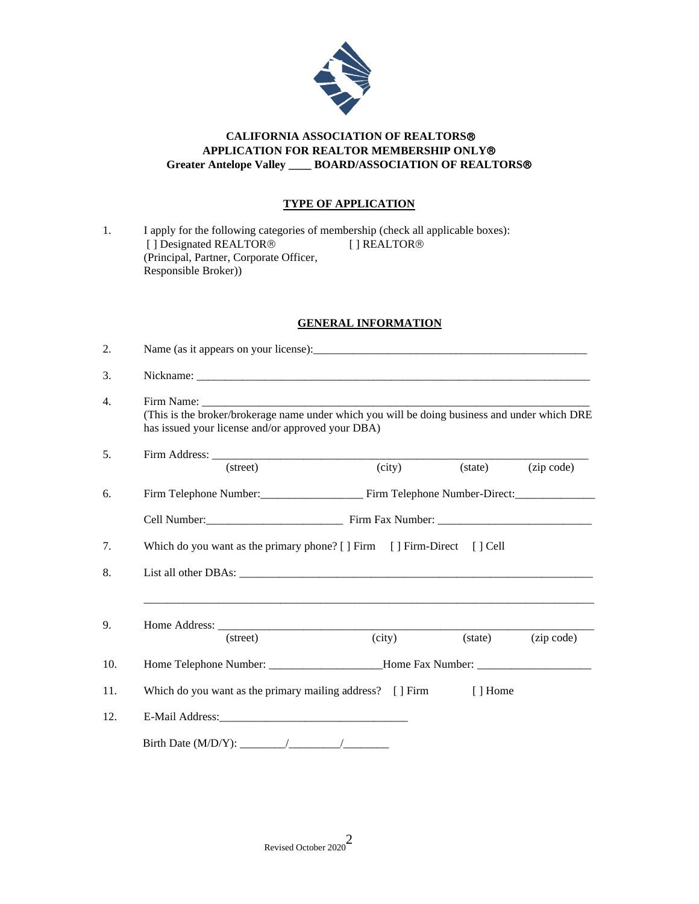**CALIFORNIA ASSOCIATION OF REALTORS®**
**APPLICATION FOR REALTOR MEMBERSHIP ONLY®**
**Greater Antelope Valley \_\_\_\_ BOARD/ASSOCIATION OF REALTORS®**

## TYPE OF APPLICATION

1. I apply for the following categories of membership (check all applicable boxes):
   [ ] Designated REALTOR® (Principal, Partner, Corporate Officer, Responsible Broker))
   [ ] REALTOR®

## GENERAL INFORMATION

2. Name (as it appears on your license):\_\_\_\_\_\_\_\_\_\_\_\_\_\_\_\_\_\_\_\_\_\_\_\_\_\_\_\_\_\_\_\_\_\_\_\_\_\_\_\_\_\_\_\_\_\_\_\_

3. Nickname: \_\_\_\_\_\_\_\_\_\_\_\_\_\_\_\_\_\_\_\_\_\_\_\_\_\_\_\_\_\_\_\_\_\_\_\_\_\_\_\_\_\_\_\_\_\_\_\_\_\_\_\_\_\_\_\_\_\_\_\_\_\_\_\_\_\_\_\_

4. Firm Name: \_\_\_\_\_\_\_\_\_\_\_\_\_\_\_\_\_\_\_\_\_\_\_\_\_\_\_\_\_\_\_\_\_\_\_\_\_\_\_\_\_\_\_\_\_\_\_\_\_\_\_\_\_\_\_\_\_\_\_\_\_\_\_\_\_\_
   (This is the broker/brokerage name under which you will be doing business and under which DRE has issued your license and/or approved your DBA)

5. Firm Address: \_\_\_\_\_\_\_\_\_\_\_\_\_\_\_\_\_\_\_\_\_\_\_\_\_\_\_\_\_\_\_\_\_\_\_\_\_\_\_\_\_\_\_\_\_\_\_\_\_\_\_\_\_\_\_\_\_\_\_\_\_\_\_\_\_
   (street) (city) (state) (zip code)

6. Firm Telephone Number:\_\_\_\_\_\_\_\_\_\_\_\_\_\_\_\_\_\_ Firm Telephone Number-Direct:\_\_\_\_\_\_\_\_\_\_\_\_\_\_

   Cell Number:\_\_\_\_\_\_\_\_\_\_\_\_\_\_\_\_\_\_\_\_\_\_\_\_ Firm Fax Number: \_\_\_\_\_\_\_\_\_\_\_\_\_\_\_\_\_\_\_\_\_\_\_\_\_\_\_

7. Which do you want as the primary phone? [ ] Firm [ ] Firm-Direct [ ] Cell

8. List all other DBAs: \_\_\_\_\_\_\_\_\_\_\_\_\_\_\_\_\_\_\_\_\_\_\_\_\_\_\_\_\_\_\_\_\_\_\_\_\_\_\_\_\_\_\_\_\_\_\_\_\_\_\_\_\_\_\_\_\_\_\_\_\_\_

   \_\_\_\_\_\_\_\_\_\_\_\_\_\_\_\_\_\_\_\_\_\_\_\_\_\_\_\_\_\_\_\_\_\_\_\_\_\_\_\_\_\_\_\_\_\_\_\_\_\_\_\_\_\_\_\_\_\_\_\_\_\_\_\_\_\_\_\_\_\_\_\_\_\_\_\_\_\_\_\_

9. Home Address: \_\_\_\_\_\_\_\_\_\_\_\_\_\_\_\_\_\_\_\_\_\_\_\_\_\_\_\_\_\_\_\_\_\_\_\_\_\_\_\_\_\_\_\_\_\_\_\_\_\_\_\_\_\_\_\_\_\_\_\_\_\_\_\_\_
   (street) (city) (state) (zip code)

10. Home Telephone Number: \_\_\_\_\_\_\_\_\_\_\_\_\_\_\_\_\_\_\_\_Home Fax Number: \_\_\_\_\_\_\_\_\_\_\_\_\_\_\_\_\_\_\_\_

11. Which do you want as the primary mailing address? [ ] Firm [ ] Home

12. E-Mail Address:\_\_\_\_\_\_\_\_\_\_\_\_\_\_\_\_\_\_\_\_\_\_\_\_\_\_\_\_\_\_\_\_\_

    Birth Date (M/D/Y): \_\_\_\_\_\_\_\_/\_\_\_\_\_\_\_\_\_/\_\_\_\_\_\_\_\_

Revised October 2020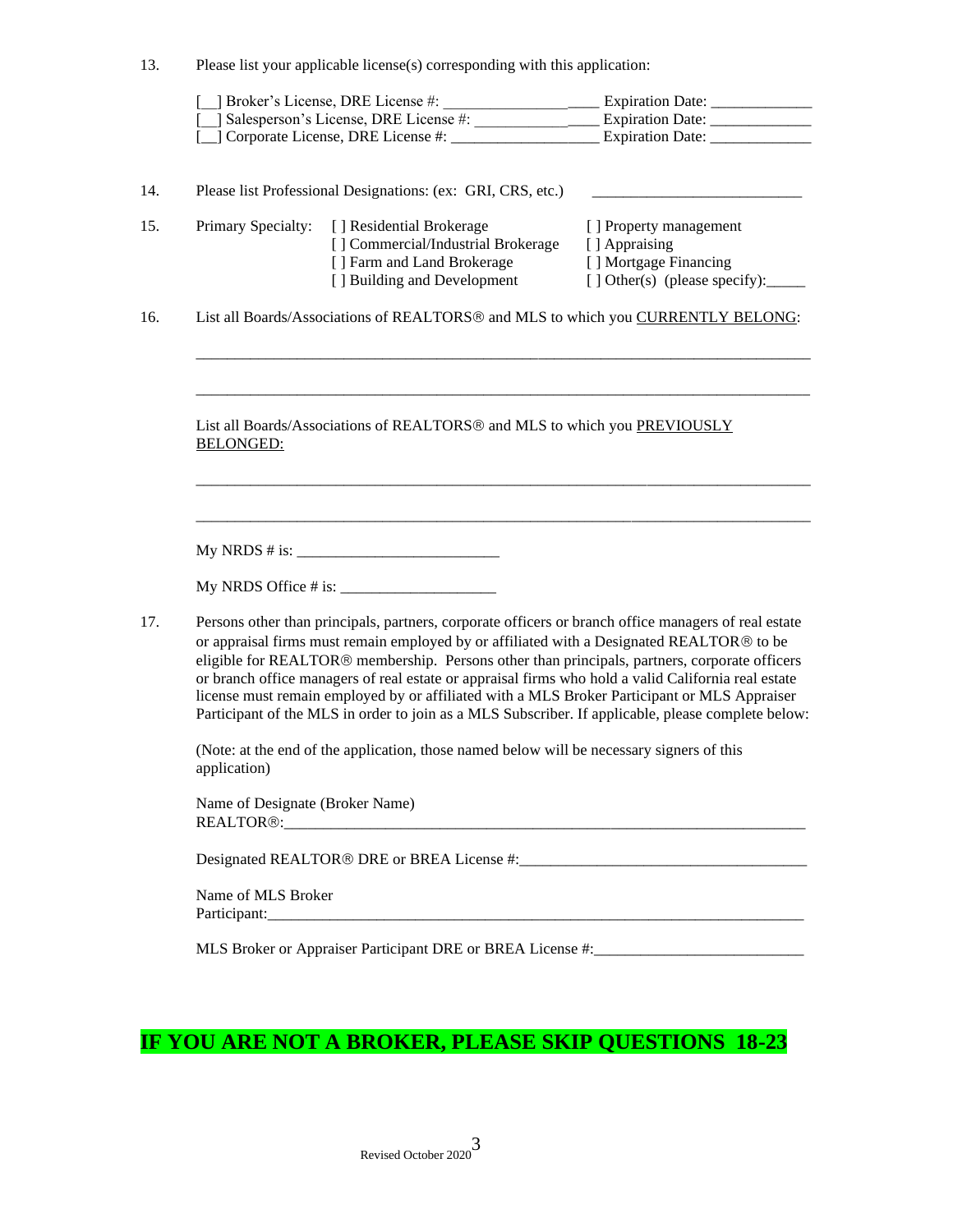13. Please list your applicable license(s) corresponding with this application:

    [__] Broker's License, DRE License #: ___________________ Expiration Date: _____________
    [__] Salesperson's License, DRE License #: ________________ Expiration Date: _____________
    [__] Corporate License, DRE License #: __________________ Expiration Date: _____________

14. Please list Professional Designations: (ex: GRI, CRS, etc.) ___________________________

15. Primary Specialty:
    [ ] Residential Brokerage
    [ ] Commercial/Industrial Brokerage
    [ ] Farm and Land Brokerage
    [ ] Building and Development
    [ ] Property management
    [ ] Appraising
    [ ] Mortgage Financing
    [ ] Other(s) (please specify):_____

16. List all Boards/Associations of REALTORS® and MLS to which you CURRENTLY BELONG:

    ______________________________________________________________________________

    ______________________________________________________________________________

    List all Boards/Associations of REALTORS® and MLS to which you PREVIOUSLY BELONGED:

    ______________________________________________________________________________

    ______________________________________________________________________________

    My NRDS # is: __________________________

    My NRDS Office # is: ____________________

17. Persons other than principals, partners, corporate officers or branch office managers of real estate or appraisal firms must remain employed by or affiliated with a Designated REALTOR® to be eligible for REALTOR® membership. Persons other than principals, partners, corporate officers or branch office managers of real estate or appraisal firms who hold a valid California real estate license must remain employed by or affiliated with a MLS Broker Participant or MLS Appraiser Participant of the MLS in order to join as a MLS Subscriber. If applicable, please complete below:

    (Note: at the end of the application, those named below will be necessary signers of this application)

    Name of Designate (Broker Name) REALTOR®:______________________________________________________________________

    Designated REALTOR® DRE or BREA License #:_____________________________________

    Name of MLS Broker Participant:______________________________________________________________________

    MLS Broker or Appraiser Participant DRE or BREA License #:___________________________

## IF YOU ARE NOT A BROKER, PLEASE SKIP QUESTIONS 18-23

Revised October 2020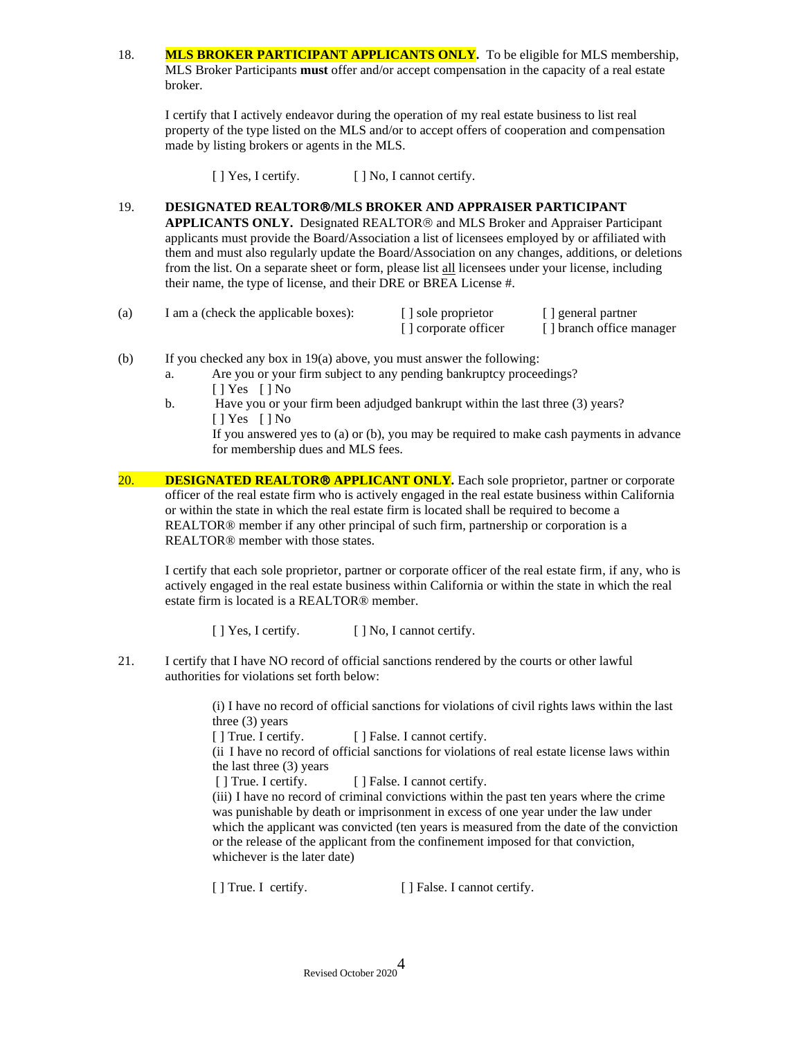18. **MLS BROKER PARTICIPANT APPLICANTS ONLY.** To be eligible for MLS membership, MLS Broker Participants **must** offer and/or accept compensation in the capacity of a real estate broker.

    I certify that I actively endeavor during the operation of my real estate business to list real property of the type listed on the MLS and/or to accept offers of cooperation and compensation made by listing brokers or agents in the MLS.

    [ ] Yes, I certify.     [ ] No, I cannot certify.

19. **DESIGNATED REALTOR®/MLS BROKER AND APPRAISER PARTICIPANT APPLICANTS ONLY.** Designated REALTOR® and MLS Broker and Appraiser Participant applicants must provide the Board/Association a list of licensees employed by or affiliated with them and must also regularly update the Board/Association on any changes, additions, or deletions from the list. On a separate sheet or form, please list <u>all</u> licensees under your license, including their name, the type of license, and their DRE or BREA License #.

(a) I am a (check the applicable boxes): [ ] sole proprietor [ ] general partner [ ] corporate officer [ ] branch office manager

(b) If you checked any box in 19(a) above, you must answer the following:

   a. Are you or your firm subject to any pending bankruptcy proceedings?
      [ ] Yes [ ] No

   b. Have you or your firm been adjudged bankrupt within the last three (3) years?
      [ ] Yes [ ] No
      If you answered yes to (a) or (b), you may be required to make cash payments in advance for membership dues and MLS fees.

20. **DESIGNATED REALTOR® APPLICANT ONLY.** Each sole proprietor, partner or corporate officer of the real estate firm who is actively engaged in the real estate business within California or within the state in which the real estate firm is located shall be required to become a REALTOR® member if any other principal of such firm, partnership or corporation is a REALTOR® member with those states.

    I certify that each sole proprietor, partner or corporate officer of the real estate firm, if any, who is actively engaged in the real estate business within California or within the state in which the real estate firm is located is a REALTOR® member.

    [ ] Yes, I certify.     [ ] No, I cannot certify.

21. I certify that I have NO record of official sanctions rendered by the courts or other lawful authorities for violations set forth below:

    (i) I have no record of official sanctions for violations of civil rights laws within the last three (3) years
    [ ] True. I certify.     [ ] False. I cannot certify.

    (ii I have no record of official sanctions for violations of real estate license laws within the last three (3) years
    [ ] True. I certify.     [ ] False. I cannot certify.

    (iii) I have no record of criminal convictions within the past ten years where the crime was punishable by death or imprisonment in excess of one year under the law under which the applicant was convicted (ten years is measured from the date of the conviction or the release of the applicant from the confinement imposed for that conviction, whichever is the later date)

    [ ] True. I certify.     [ ] False. I cannot certify.

Revised October 2020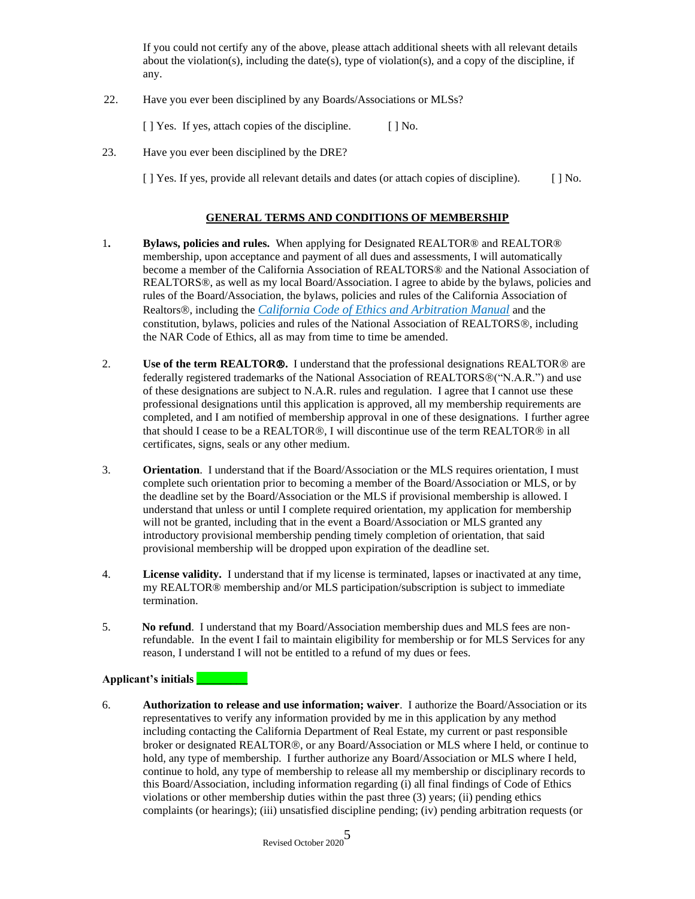If you could not certify any of the above, please attach additional sheets with all relevant details about the violation(s), including the date(s), type of violation(s), and a copy of the discipline, if any.

22. Have you ever been disciplined by any Boards/Associations or MLSs?

    [ ] Yes. If yes, attach copies of the discipline. [ ] No.

23. Have you ever been disciplined by the DRE?

    [ ] Yes. If yes, provide all relevant details and dates (or attach copies of discipline). [ ] No.

## GENERAL TERMS AND CONDITIONS OF MEMBERSHIP

1. **Bylaws, policies and rules.** When applying for Designated REALTOR® and REALTOR® membership, upon acceptance and payment of all dues and assessments, I will automatically become a member of the California Association of REALTORS® and the National Association of REALTORS®, as well as my local Board/Association. I agree to abide by the bylaws, policies and rules of the Board/Association, the bylaws, policies and rules of the California Association of Realtors®, including the *California Code of Ethics and Arbitration Manual* and the constitution, bylaws, policies and rules of the National Association of REALTORS®, including the NAR Code of Ethics, all as may from time to time be amended.

2. **Use of the term REALTOR®.** I understand that the professional designations REALTOR® are federally registered trademarks of the National Association of REALTORS®("N.A.R.") and use of these designations are subject to N.A.R. rules and regulation. I agree that I cannot use these professional designations until this application is approved, all my membership requirements are completed, and I am notified of membership approval in one of these designations. I further agree that should I cease to be a REALTOR®, I will discontinue use of the term REALTOR® in all certificates, signs, seals or any other medium.

3. **Orientation**. I understand that if the Board/Association or the MLS requires orientation, I must complete such orientation prior to becoming a member of the Board/Association or MLS, or by the deadline set by the Board/Association or the MLS if provisional membership is allowed. I understand that unless or until I complete required orientation, my application for membership will not be granted, including that in the event a Board/Association or MLS granted any introductory provisional membership pending timely completion of orientation, that said provisional membership will be dropped upon expiration of the deadline set.

4. **License validity.** I understand that if my license is terminated, lapses or inactivated at any time, my REALTOR® membership and/or MLS participation/subscription is subject to immediate termination.

5. **No refund**. I understand that my Board/Association membership dues and MLS fees are non-refundable. In the event I fail to maintain eligibility for membership or for MLS Services for any reason, I understand I will not be entitled to a refund of my dues or fees.

**Applicant's initials** ________

6. **Authorization to release and use information; waiver**. I authorize the Board/Association or its representatives to verify any information provided by me in this application by any method including contacting the California Department of Real Estate, my current or past responsible broker or designated REALTOR®, or any Board/Association or MLS where I held, or continue to hold, any type of membership. I further authorize any Board/Association or MLS where I held, continue to hold, any type of membership to release all my membership or disciplinary records to this Board/Association, including information regarding (i) all final findings of Code of Ethics violations or other membership duties within the past three (3) years; (ii) pending ethics complaints (or hearings); (iii) unsatisfied discipline pending; (iv) pending arbitration requests (or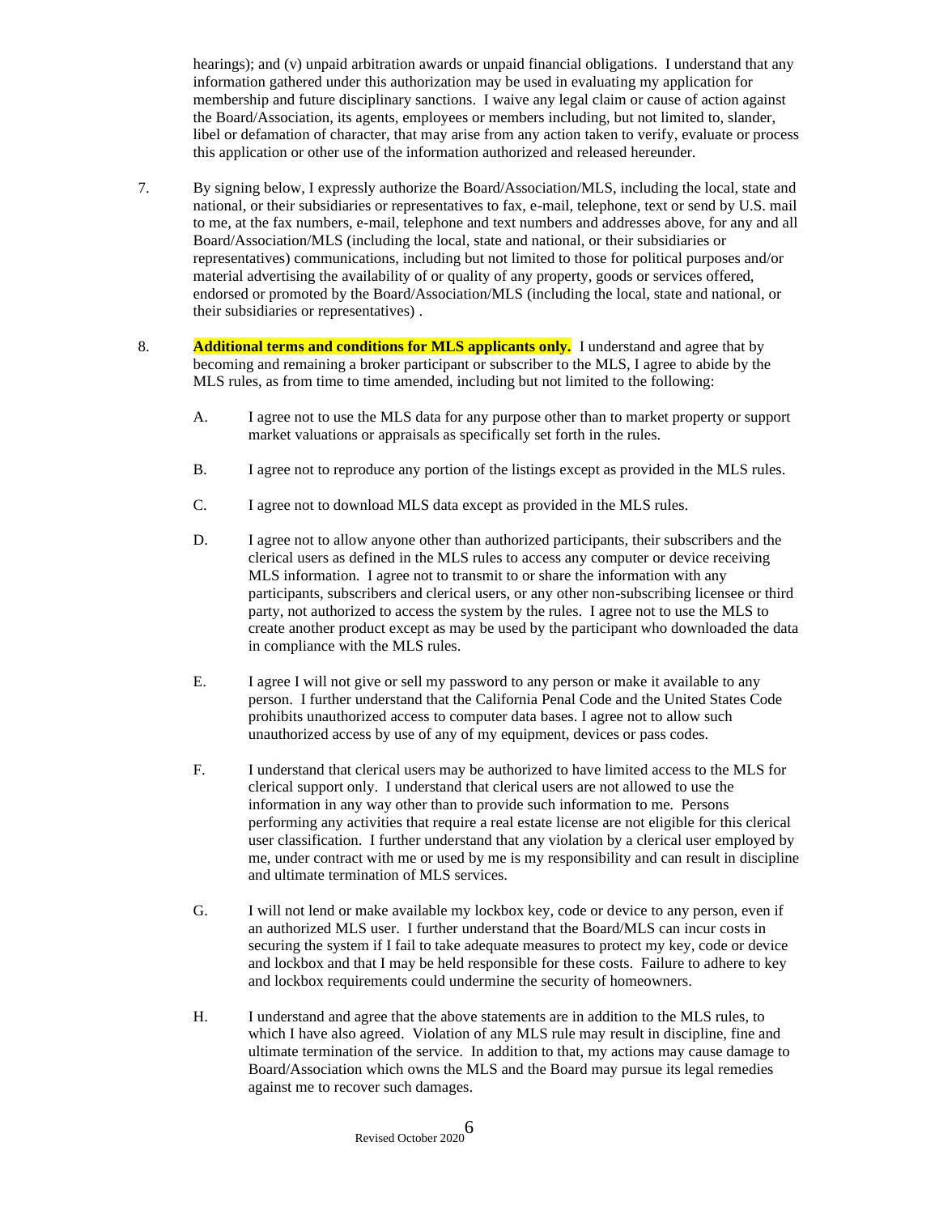hearings); and (v) unpaid arbitration awards or unpaid financial obligations. I understand that any information gathered under this authorization may be used in evaluating my application for membership and future disciplinary sanctions. I waive any legal claim or cause of action against the Board/Association, its agents, employees or members including, but not limited to, slander, libel or defamation of character, that may arise from any action taken to verify, evaluate or process this application or other use of the information authorized and released hereunder.

7. By signing below, I expressly authorize the Board/Association/MLS, including the local, state and national, or their subsidiaries or representatives to fax, e-mail, telephone, text or send by U.S. mail to me, at the fax numbers, e-mail, telephone and text numbers and addresses above, for any and all Board/Association/MLS (including the local, state and national, or their subsidiaries or representatives) communications, including but not limited to those for political purposes and/or material advertising the availability of or quality of any property, goods or services offered, endorsed or promoted by the Board/Association/MLS (including the local, state and national, or their subsidiaries or representatives) .

8. **Additional terms and conditions for MLS applicants only.** I understand and agree that by becoming and remaining a broker participant or subscriber to the MLS, I agree to abide by the MLS rules, as from time to time amended, including but not limited to the following:

   A. I agree not to use the MLS data for any purpose other than to market property or support market valuations or appraisals as specifically set forth in the rules.

   B. I agree not to reproduce any portion of the listings except as provided in the MLS rules.

   C. I agree not to download MLS data except as provided in the MLS rules.

   D. I agree not to allow anyone other than authorized participants, their subscribers and the clerical users as defined in the MLS rules to access any computer or device receiving MLS information. I agree not to transmit to or share the information with any participants, subscribers and clerical users, or any other non-subscribing licensee or third party, not authorized to access the system by the rules. I agree not to use the MLS to create another product except as may be used by the participant who downloaded the data in compliance with the MLS rules.

   E. I agree I will not give or sell my password to any person or make it available to any person. I further understand that the California Penal Code and the United States Code prohibits unauthorized access to computer data bases. I agree not to allow such unauthorized access by use of any of my equipment, devices or pass codes.

   F. I understand that clerical users may be authorized to have limited access to the MLS for clerical support only. I understand that clerical users are not allowed to use the information in any way other than to provide such information to me. Persons performing any activities that require a real estate license are not eligible for this clerical user classification. I further understand that any violation by a clerical user employed by me, under contract with me or used by me is my responsibility and can result in discipline and ultimate termination of MLS services.

   G. I will not lend or make available my lockbox key, code or device to any person, even if an authorized MLS user. I further understand that the Board/MLS can incur costs in securing the system if I fail to take adequate measures to protect my key, code or device and lockbox and that I may be held responsible for these costs. Failure to adhere to key and lockbox requirements could undermine the security of homeowners.

   H. I understand and agree that the above statements are in addition to the MLS rules, to which I have also agreed. Violation of any MLS rule may result in discipline, fine and ultimate termination of the service. In addition to that, my actions may cause damage to Board/Association which owns the MLS and the Board may pursue its legal remedies against me to recover such damages.

Revised October 2020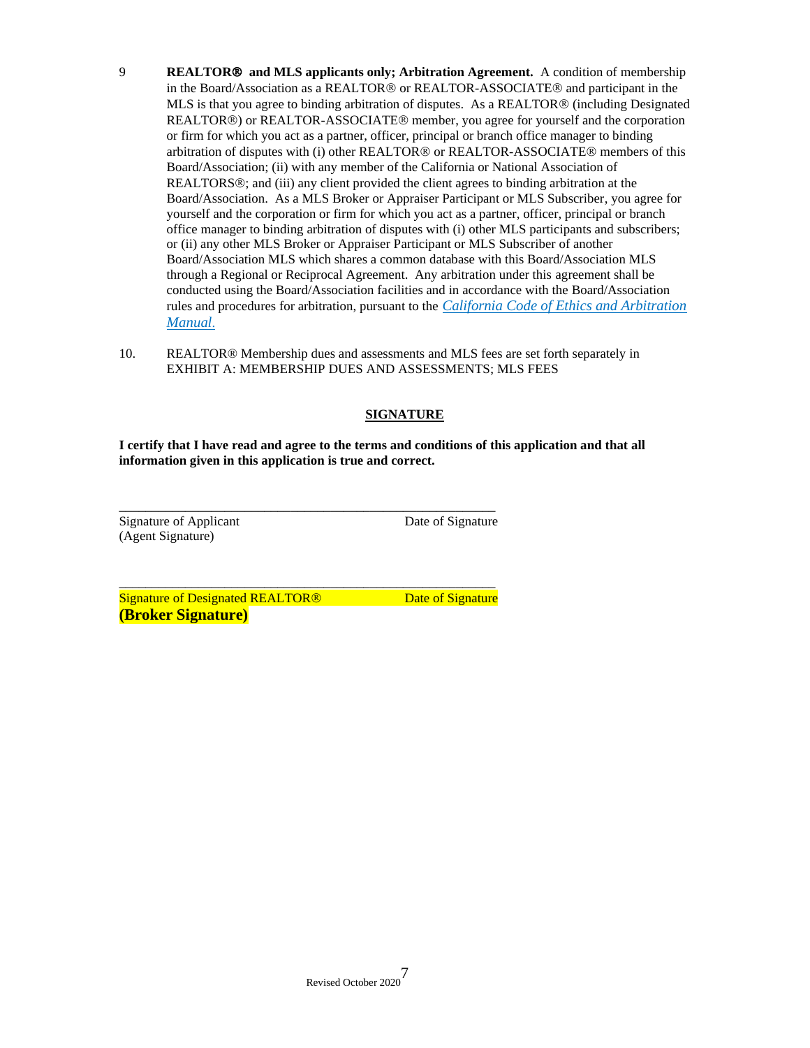9. **REALTOR® and MLS applicants only; Arbitration Agreement.** A condition of membership in the Board/Association as a REALTOR® or REALTOR-ASSOCIATE® and participant in the MLS is that you agree to binding arbitration of disputes. As a REALTOR® (including Designated REALTOR®) or REALTOR-ASSOCIATE® member, you agree for yourself and the corporation or firm for which you act as a partner, officer, principal or branch office manager to binding arbitration of disputes with (i) other REALTOR® or REALTOR-ASSOCIATE® members of this Board/Association; (ii) with any member of the California or National Association of REALTORS®; and (iii) any client provided the client agrees to binding arbitration at the Board/Association. As a MLS Broker or Appraiser Participant or MLS Subscriber, you agree for yourself and the corporation or firm for which you act as a partner, officer, principal or branch office manager to binding arbitration of disputes with (i) other MLS participants and subscribers; or (ii) any other MLS Broker or Appraiser Participant or MLS Subscriber of another Board/Association MLS which shares a common database with this Board/Association MLS through a Regional or Reciprocal Agreement. Any arbitration under this agreement shall be conducted using the Board/Association facilities and in accordance with the Board/Association rules and procedures for arbitration, pursuant to the *California Code of Ethics and Arbitration Manual*.

10. REALTOR® Membership dues and assessments and MLS fees are set forth separately in EXHIBIT A: MEMBERSHIP DUES AND ASSESSMENTS; MLS FEES

## SIGNATURE

**I certify that I have read and agree to the terms and conditions of this application and that all information given in this application is true and correct.**

\_\_\_\_\_\_\_\_\_\_\_\_\_\_\_\_\_\_\_\_\_\_\_\_\_\_\_\_\_\_\_\_\_\_\_\_\_\_\_\_\_\_\_\_\_\_\_\_\_\_\_\_

Signature of Applicant                                        Date of Signature
(Agent Signature)

\_\_\_\_\_\_\_\_\_\_\_\_\_\_\_\_\_\_\_\_\_\_\_\_\_\_\_\_\_\_\_\_\_\_\_\_\_\_\_\_\_\_\_\_\_\_\_\_\_\_\_\_

Signature of Designated REALTOR®                    Date of Signature
**(Broker Signature)**

Revised October 2020